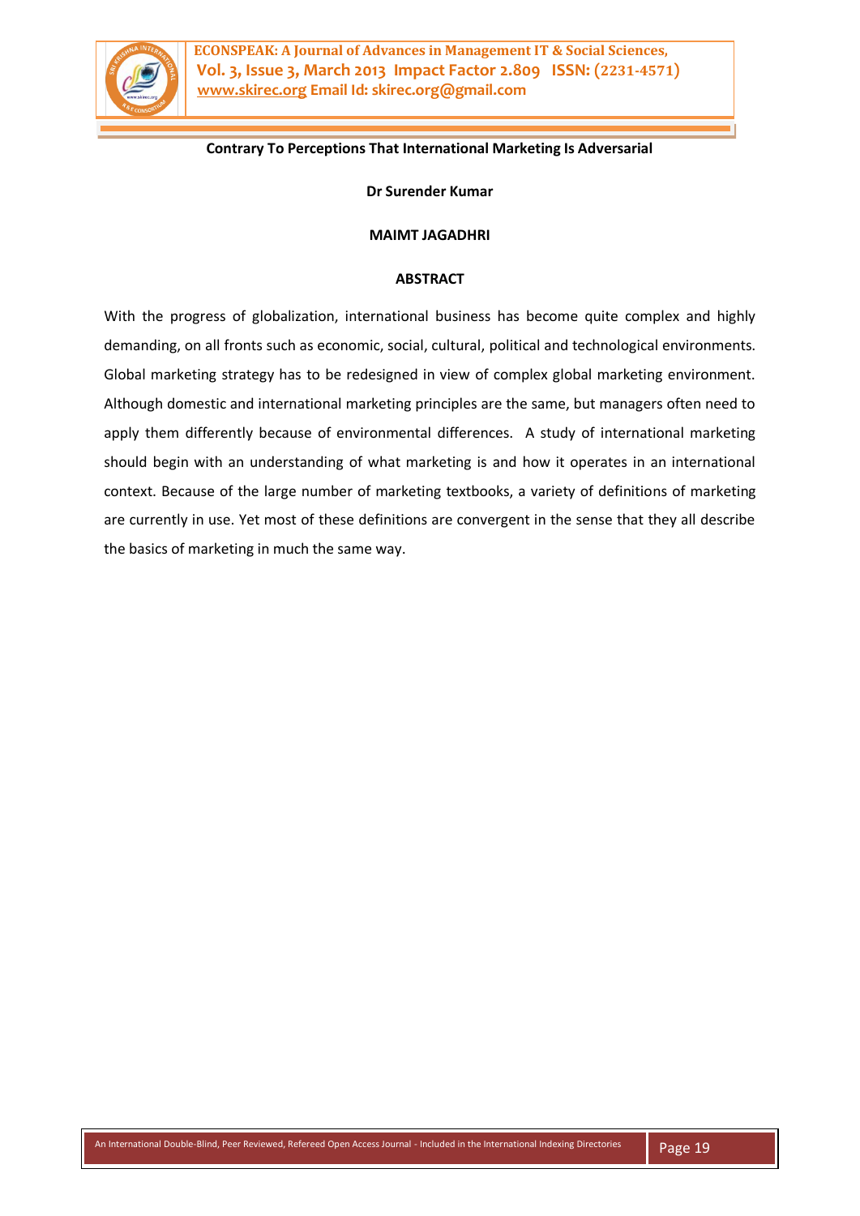# Contrary To Perceptions That International Marketing Is Adversarial

**Dr Surender Kumar**

**MAIMT JAGADHRI**

## ABSTRACT

With the progress of globalization, international business has become quite complex and highly demanding, on all fronts such as economic, social, cultural, political and technological environments. Global marketing strategy has to be redesigned in view of complex global marketing environment. Although domestic and international marketing principles are the same, but managers often need to apply them differently because of environmental differences. A study of international marketing should begin with an understanding of what marketing is and how it operates in an international context. Because of the large number of marketing textbooks, a variety of definitions of marketing are currently in use. Yet most of these definitions are convergent in the sense that they all describe the basics of marketing in much the same way.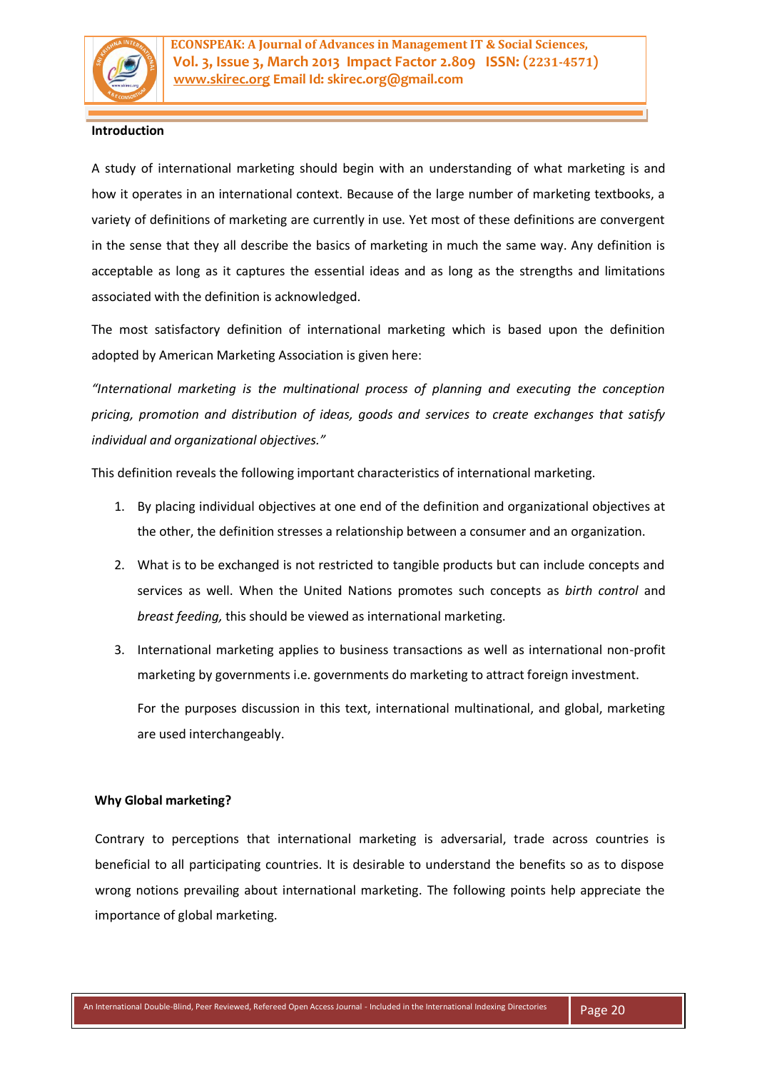**Introduction**

A study of international marketing should begin with an understanding of what marketing is and how it operates in an international context. Because of the large number of marketing textbooks, a variety of definitions of marketing are currently in use. Yet most of these definitions are convergent in the sense that they all describe the basics of marketing in much the same way. Any definition is acceptable as long as it captures the essential ideas and as long as the strengths and limitations associated with the definition is acknowledged.

The most satisfactory definition of international marketing which is based upon the definition adopted by American Marketing Association is given here:

*"International marketing is the multinational process of planning and executing the conception pricing, promotion and distribution of ideas, goods and services to create exchanges that satisfy individual and organizational objectives."*

This definition reveals the following important characteristics of international marketing.

1. By placing individual objectives at one end of the definition and organizational objectives at the other, the definition stresses a relationship between a consumer and an organization.
2. What is to be exchanged is not restricted to tangible products but can include concepts and services as well. When the United Nations promotes such concepts as *birth control* and *breast feeding,* this should be viewed as international marketing.
3. International marketing applies to business transactions as well as international non-profit marketing by governments i.e. governments do marketing to attract foreign investment.

   For the purposes discussion in this text, international multinational, and global, marketing are used interchangeably.

**Why Global marketing?**

Contrary to perceptions that international marketing is adversarial, trade across countries is beneficial to all participating countries. It is desirable to understand the benefits so as to dispose wrong notions prevailing about international marketing. The following points help appreciate the importance of global marketing.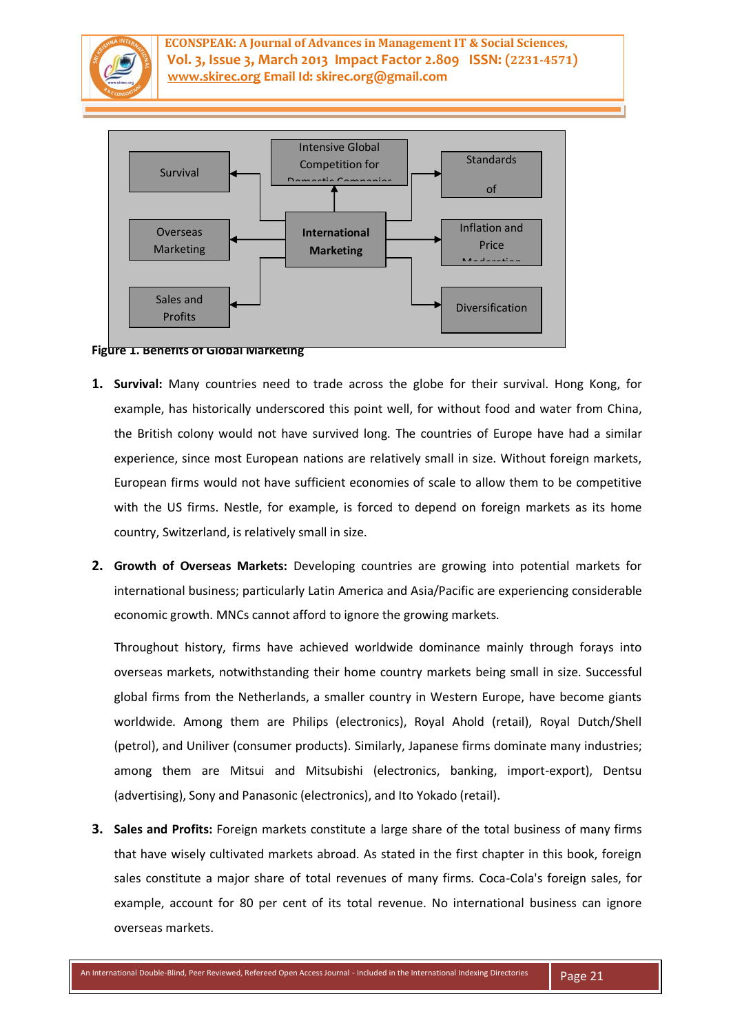**Figure 1. Benefits of Global Marketing**

1. **Survival:** Many countries need to trade across the globe for their survival. Hong Kong, for example, has historically underscored this point well, for without food and water from China, the British colony would not have survived long. The countries of Europe have had a similar experience, since most European nations are relatively small in size. Without foreign markets, European firms would not have sufficient economies of scale to allow them to be competitive with the US firms. Nestle, for example, is forced to depend on foreign markets as its home country, Switzerland, is relatively small in size.

2. **Growth of Overseas Markets:** Developing countries are growing into potential markets for international business; particularly Latin America and Asia/Pacific are experiencing considerable economic growth. MNCs cannot afford to ignore the growing markets.

   Throughout history, firms have achieved worldwide dominance mainly through forays into overseas markets, notwithstanding their home country markets being small in size. Successful global firms from the Netherlands, a smaller country in Western Europe, have become giants worldwide. Among them are Philips (electronics), Royal Ahold (retail), Royal Dutch/Shell (petrol), and Uniliver (consumer products). Similarly, Japanese firms dominate many industries; among them are Mitsui and Mitsubishi (electronics, banking, import-export), Dentsu (advertising), Sony and Panasonic (electronics), and Ito Yokado (retail).

3. **Sales and Profits:** Foreign markets constitute a large share of the total business of many firms that have wisely cultivated markets abroad. As stated in the first chapter in this book, foreign sales constitute a major share of total revenues of many firms. Coca-Cola's foreign sales, for example, account for 80 per cent of its total revenue. No international business can ignore overseas markets.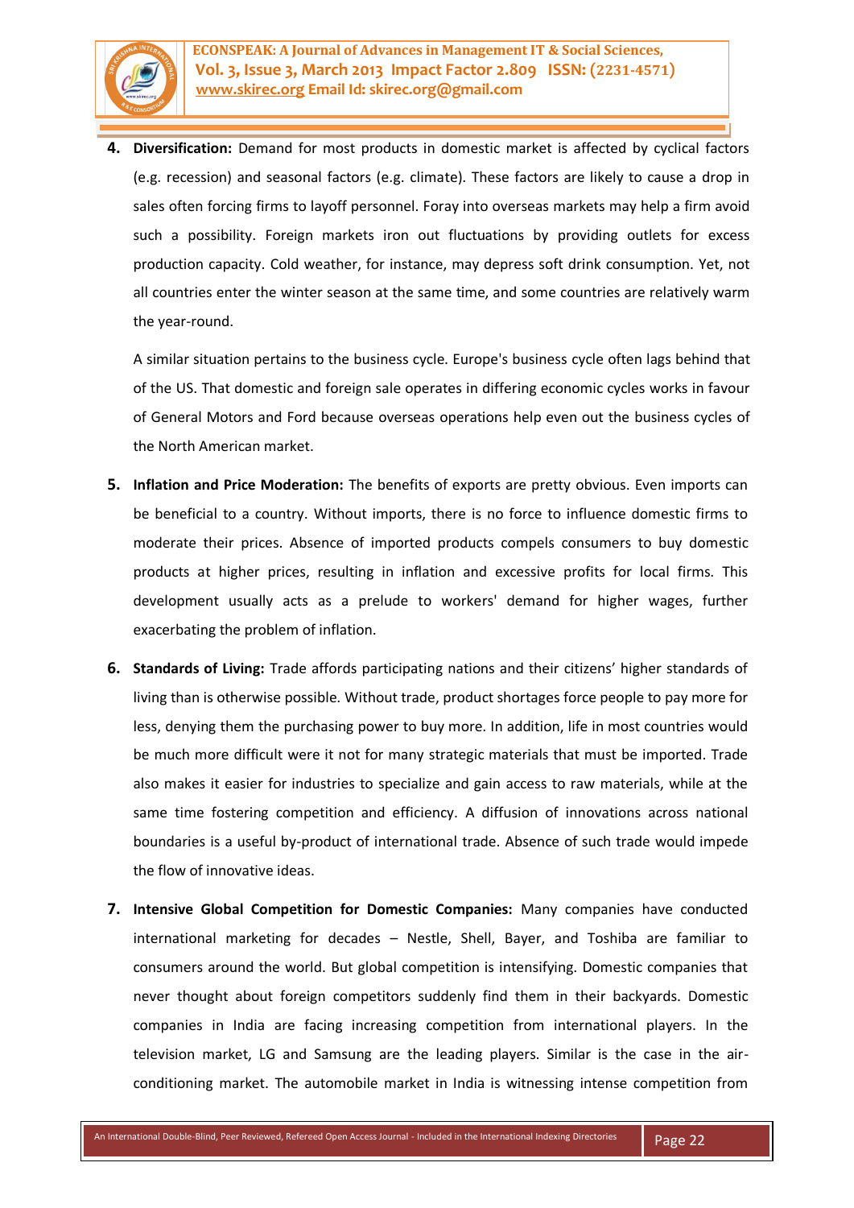4. **Diversification:** Demand for most products in domestic market is affected by cyclical factors (e.g. recession) and seasonal factors (e.g. climate). These factors are likely to cause a drop in sales often forcing firms to layoff personnel. Foray into overseas markets may help a firm avoid such a possibility. Foreign markets iron out fluctuations by providing outlets for excess production capacity. Cold weather, for instance, may depress soft drink consumption. Yet, not all countries enter the winter season at the same time, and some countries are relatively warm the year-round.

   A similar situation pertains to the business cycle. Europe's business cycle often lags behind that of the US. That domestic and foreign sale operates in differing economic cycles works in favour of General Motors and Ford because overseas operations help even out the business cycles of the North American market.

5. **Inflation and Price Moderation:** The benefits of exports are pretty obvious. Even imports can be beneficial to a country. Without imports, there is no force to influence domestic firms to moderate their prices. Absence of imported products compels consumers to buy domestic products at higher prices, resulting in inflation and excessive profits for local firms. This development usually acts as a prelude to workers' demand for higher wages, further exacerbating the problem of inflation.

6. **Standards of Living:** Trade affords participating nations and their citizens' higher standards of living than is otherwise possible. Without trade, product shortages force people to pay more for less, denying them the purchasing power to buy more. In addition, life in most countries would be much more difficult were it not for many strategic materials that must be imported. Trade also makes it easier for industries to specialize and gain access to raw materials, while at the same time fostering competition and efficiency. A diffusion of innovations across national boundaries is a useful by-product of international trade. Absence of such trade would impede the flow of innovative ideas.

7. **Intensive Global Competition for Domestic Companies:** Many companies have conducted international marketing for decades – Nestle, Shell, Bayer, and Toshiba are familiar to consumers around the world. But global competition is intensifying. Domestic companies that never thought about foreign competitors suddenly find them in their backyards. Domestic companies in India are facing increasing competition from international players. In the television market, LG and Samsung are the leading players. Similar is the case in the air-conditioning market. The automobile market in India is witnessing intense competition from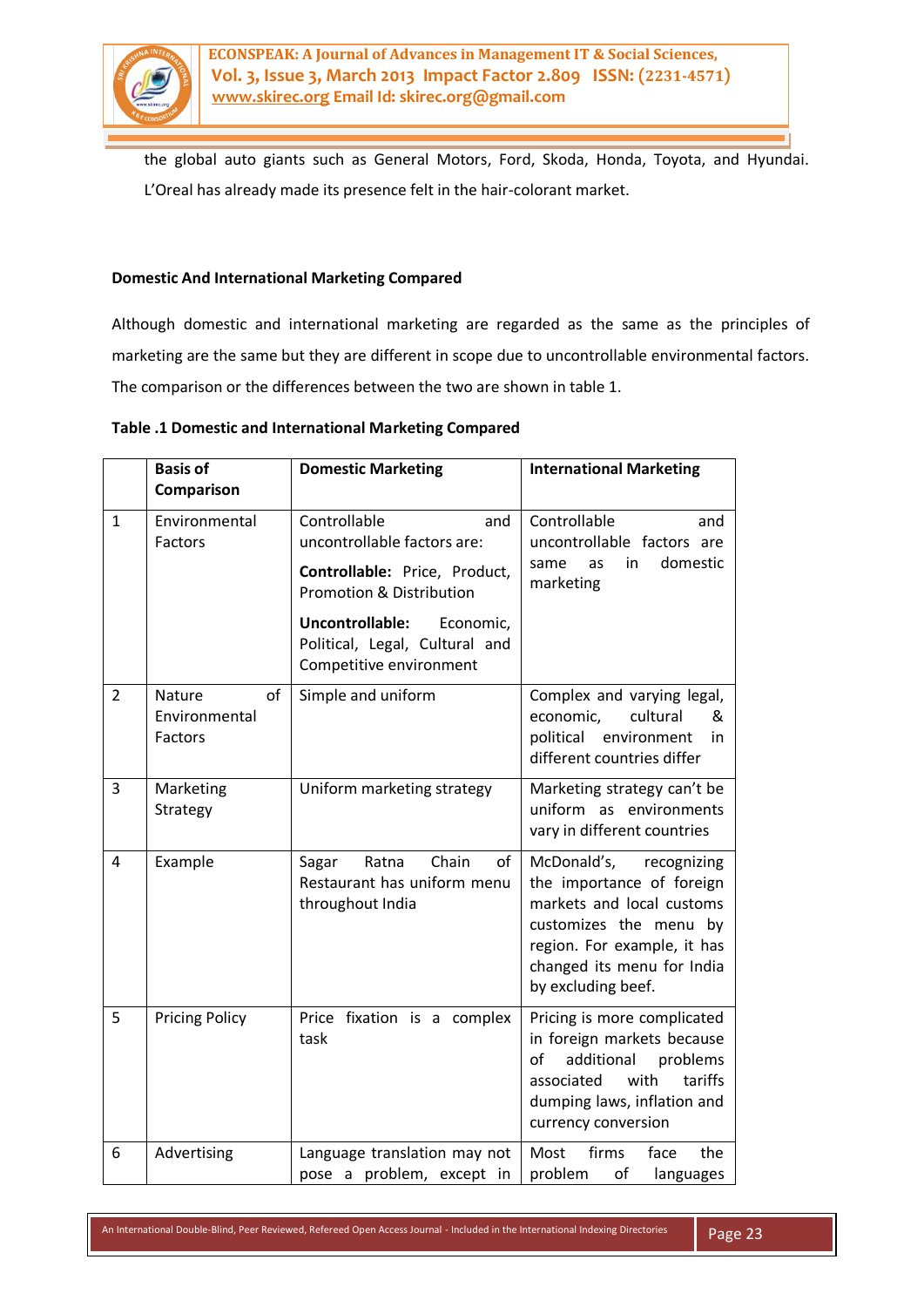the global auto giants such as General Motors, Ford, Skoda, Honda, Toyota, and Hyundai. L'Oreal has already made its presence felt in the hair-colorant market.

**Domestic And International Marketing Compared**

Although domestic and international marketing are regarded as the same as the principles of marketing are the same but they are different in scope due to uncontrollable environmental factors. The comparison or the differences between the two are shown in table 1.

**Table .1 Domestic and International Marketing Compared**

| | **Basis of Comparison** | **Domestic Marketing** | **International Marketing** |
|---|---|---|---|
| 1 | Environmental Factors | Controllable and uncontrollable factors are: **Controllable:** Price, Product, Promotion & Distribution **Uncontrollable:** Economic, Political, Legal, Cultural and Competitive environment | Controllable and uncontrollable factors are same as in domestic marketing |
| 2 | Nature of Environmental Factors | Simple and uniform | Complex and varying legal, economic, cultural & political environment in different countries differ |
| 3 | Marketing Strategy | Uniform marketing strategy | Marketing strategy can't be uniform as environments vary in different countries |
| 4 | Example | Sagar Ratna Chain of Restaurant has uniform menu throughout India | McDonald's, recognizing the importance of foreign markets and local customs customizes the menu by region. For example, it has changed its menu for India by excluding beef. |
| 5 | Pricing Policy | Price fixation is a complex task | Pricing is more complicated in foreign markets because of additional problems associated with tariffs dumping laws, inflation and currency conversion |
| 6 | Advertising | Language translation may not pose a problem, except in | Most firms face the problem of languages |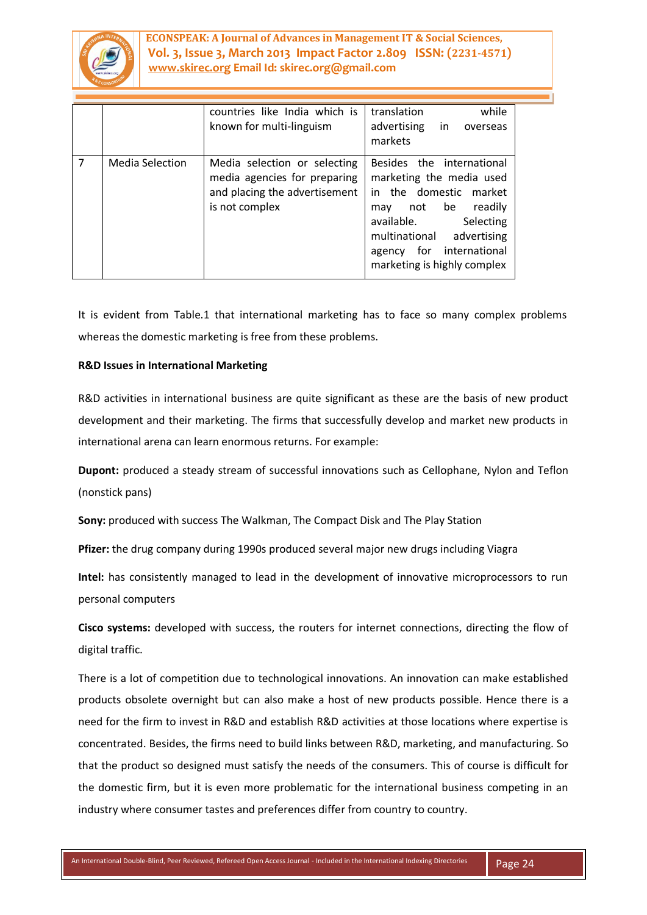|  |  | countries like India which is known for multi-linguism | translation while advertising in overseas markets |
|---|---|---|---|
| 7 | Media Selection | Media selection or selecting media agencies for preparing and placing the advertisement is not complex | Besides the international marketing the media used in the domestic market may not be readily available. Selecting multinational advertising agency for international marketing is highly complex |

It is evident from Table.1 that international marketing has to face so many complex problems whereas the domestic marketing is free from these problems.

**R&D Issues in International Marketing**

R&D activities in international business are quite significant as these are the basis of new product development and their marketing. The firms that successfully develop and market new products in international arena can learn enormous returns. For example:

**Dupont:** produced a steady stream of successful innovations such as Cellophane, Nylon and Teflon (nonstick pans)

**Sony:** produced with success The Walkman, The Compact Disk and The Play Station

**Pfizer:** the drug company during 1990s produced several major new drugs including Viagra

**Intel:** has consistently managed to lead in the development of innovative microprocessors to run personal computers

**Cisco systems:** developed with success, the routers for internet connections, directing the flow of digital traffic.

There is a lot of competition due to technological innovations. An innovation can make established products obsolete overnight but can also make a host of new products possible. Hence there is a need for the firm to invest in R&D and establish R&D activities at those locations where expertise is concentrated. Besides, the firms need to build links between R&D, marketing, and manufacturing. So that the product so designed must satisfy the needs of the consumers. This of course is difficult for the domestic firm, but it is even more problematic for the international business competing in an industry where consumer tastes and preferences differ from country to country.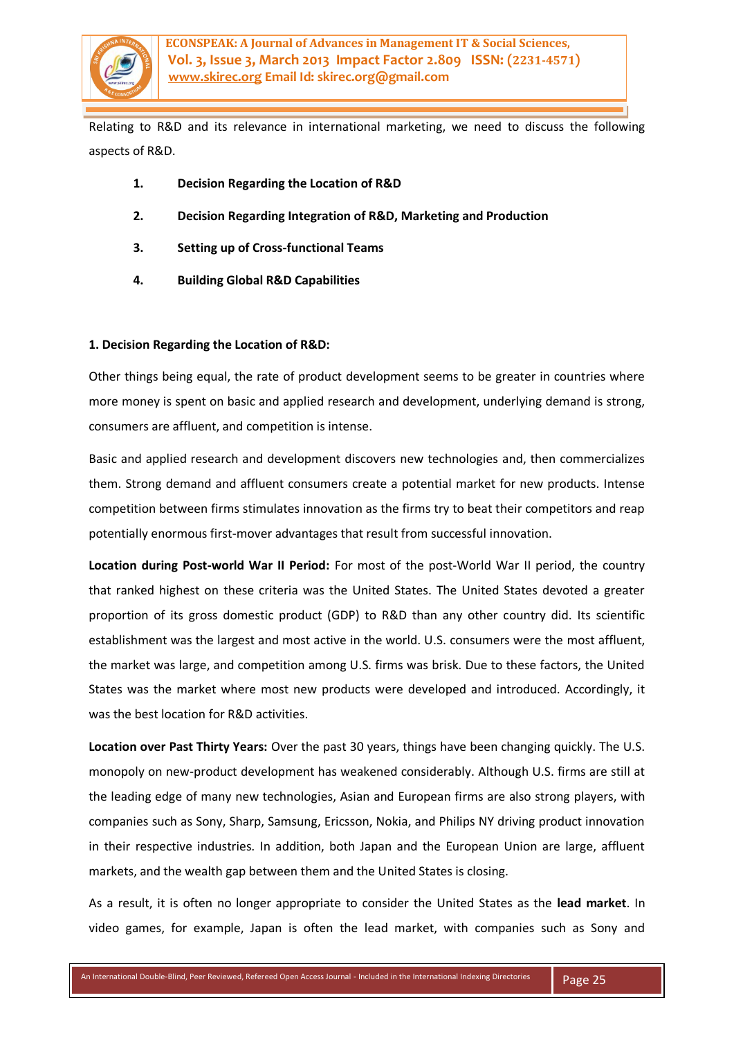Relating to R&D and its relevance in international marketing, we need to discuss the following aspects of R&D.

1. **Decision Regarding the Location of R&D**
2. **Decision Regarding Integration of R&D, Marketing and Production**
3. **Setting up of Cross-functional Teams**
4. **Building Global R&D Capabilities**

**1. Decision Regarding the Location of R&D:**

Other things being equal, the rate of product development seems to be greater in countries where more money is spent on basic and applied research and development, underlying demand is strong, consumers are affluent, and competition is intense.

Basic and applied research and development discovers new technologies and, then commercializes them. Strong demand and affluent consumers create a potential market for new products. Intense competition between firms stimulates innovation as the firms try to beat their competitors and reap potentially enormous first-mover advantages that result from successful innovation.

**Location during Post-world War II Period:** For most of the post-World War II period, the country that ranked highest on these criteria was the United States. The United States devoted a greater proportion of its gross domestic product (GDP) to R&D than any other country did. Its scientific establishment was the largest and most active in the world. U.S. consumers were the most affluent, the market was large, and competition among U.S. firms was brisk. Due to these factors, the United States was the market where most new products were developed and introduced. Accordingly, it was the best location for R&D activities.

**Location over Past Thirty Years:** Over the past 30 years, things have been changing quickly. The U.S. monopoly on new-product development has weakened considerably. Although U.S. firms are still at the leading edge of many new technologies, Asian and European firms are also strong players, with companies such as Sony, Sharp, Samsung, Ericsson, Nokia, and Philips NY driving product innovation in their respective industries. In addition, both Japan and the European Union are large, affluent markets, and the wealth gap between them and the United States is closing.

As a result, it is often no longer appropriate to consider the United States as the **lead market**. In video games, for example, Japan is often the lead market, with companies such as Sony and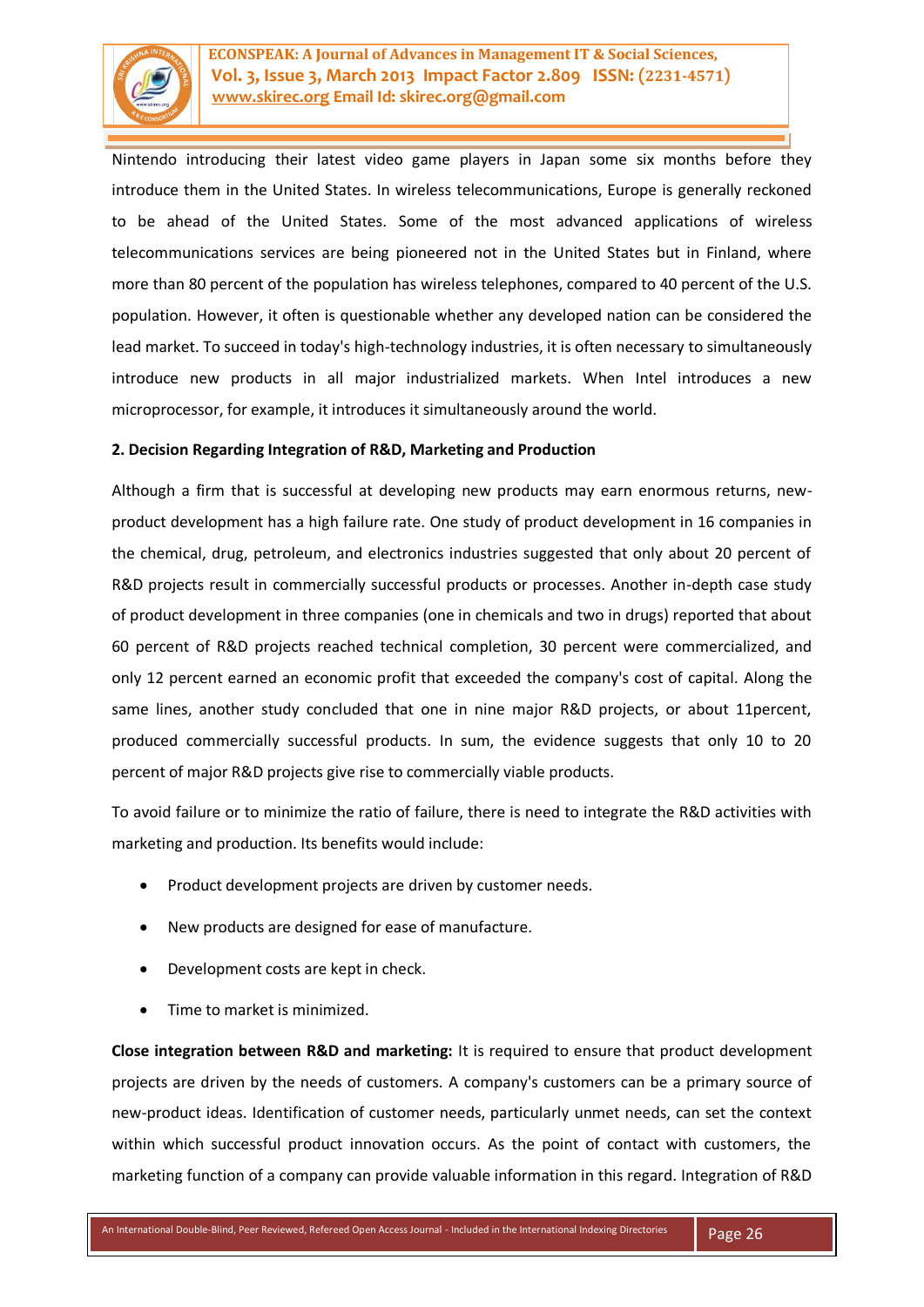Nintendo introducing their latest video game players in Japan some six months before they introduce them in the United States. In wireless telecommunications, Europe is generally reckoned to be ahead of the United States. Some of the most advanced applications of wireless telecommunications services are being pioneered not in the United States but in Finland, where more than 80 percent of the population has wireless telephones, compared to 40 percent of the U.S. population. However, it often is questionable whether any developed nation can be considered the lead market. To succeed in today's high-technology industries, it is often necessary to simultaneously introduce new products in all major industrialized markets. When Intel introduces a new microprocessor, for example, it introduces it simultaneously around the world.

**2. Decision Regarding Integration of R&D, Marketing and Production**

Although a firm that is successful at developing new products may earn enormous returns, new-product development has a high failure rate. One study of product development in 16 companies in the chemical, drug, petroleum, and electronics industries suggested that only about 20 percent of R&D projects result in commercially successful products or processes. Another in-depth case study of product development in three companies (one in chemicals and two in drugs) reported that about 60 percent of R&D projects reached technical completion, 30 percent were commercialized, and only 12 percent earned an economic profit that exceeded the company's cost of capital. Along the same lines, another study concluded that one in nine major R&D projects, or about 11percent, produced commercially successful products. In sum, the evidence suggests that only 10 to 20 percent of major R&D projects give rise to commercially viable products.

To avoid failure or to minimize the ratio of failure, there is need to integrate the R&D activities with marketing and production. Its benefits would include:

- Product development projects are driven by customer needs.
- New products are designed for ease of manufacture.
- Development costs are kept in check.
- Time to market is minimized.

**Close integration between R&D and marketing:** It is required to ensure that product development projects are driven by the needs of customers. A company's customers can be a primary source of new-product ideas. Identification of customer needs, particularly unmet needs, can set the context within which successful product innovation occurs. As the point of contact with customers, the marketing function of a company can provide valuable information in this regard. Integration of R&D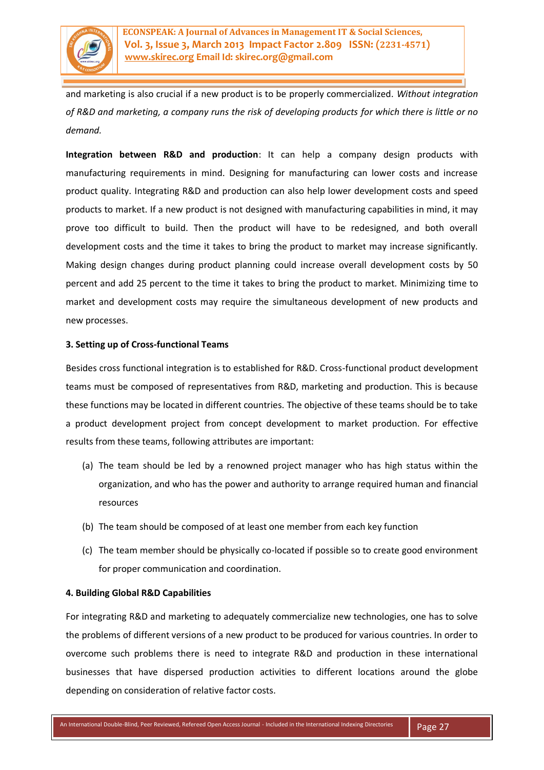and marketing is also crucial if a new product is to be properly commercialized. *Without integration of R&D and marketing, a company runs the risk of developing products for which there is little or no demand.*

**Integration between R&D and production**: It can help a company design products with manufacturing requirements in mind. Designing for manufacturing can lower costs and increase product quality. Integrating R&D and production can also help lower development costs and speed products to market. If a new product is not designed with manufacturing capabilities in mind, it may prove too difficult to build. Then the product will have to be redesigned, and both overall development costs and the time it takes to bring the product to market may increase significantly. Making design changes during product planning could increase overall development costs by 50 percent and add 25 percent to the time it takes to bring the product to market. Minimizing time to market and development costs may require the simultaneous development of new products and new processes.

**3. Setting up of Cross-functional Teams**

Besides cross functional integration is to established for R&D. Cross-functional product development teams must be composed of representatives from R&D, marketing and production. This is because these functions may be located in different countries. The objective of these teams should be to take a product development project from concept development to market production. For effective results from these teams, following attributes are important:

(a) The team should be led by a renowned project manager who has high status within the organization, and who has the power and authority to arrange required human and financial resources

(b) The team should be composed of at least one member from each key function

(c) The team member should be physically co-located if possible so to create good environment for proper communication and coordination.

**4. Building Global R&D Capabilities**

For integrating R&D and marketing to adequately commercialize new technologies, one has to solve the problems of different versions of a new product to be produced for various countries. In order to overcome such problems there is need to integrate R&D and production in these international businesses that have dispersed production activities to different locations around the globe depending on consideration of relative factor costs.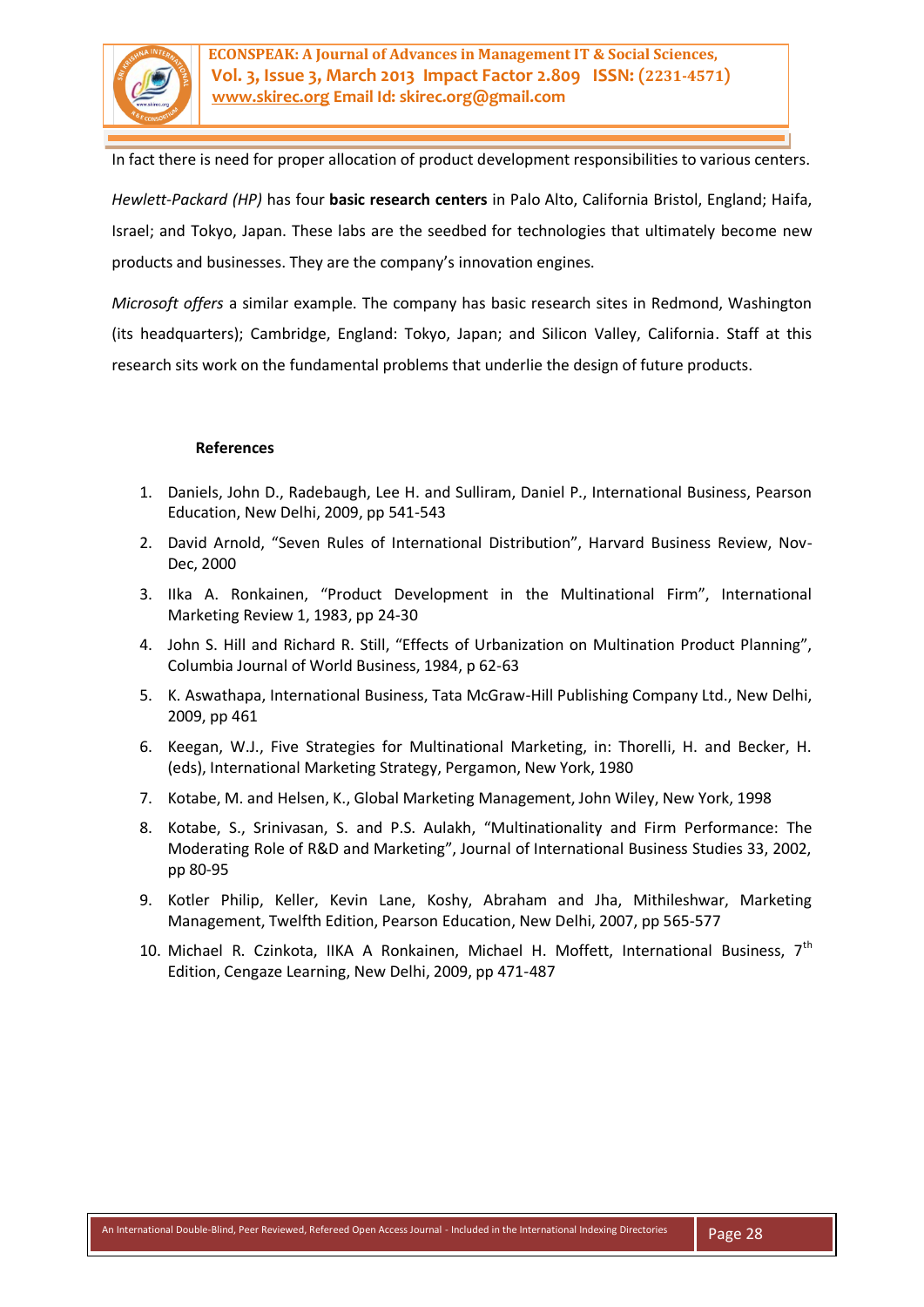In fact there is need for proper allocation of product development responsibilities to various centers.

*Hewlett-Packard (HP)* has four **basic research centers** in Palo Alto, California Bristol, England; Haifa, Israel; and Tokyo, Japan. These labs are the seedbed for technologies that ultimately become new products and businesses. They are the company's innovation engines.

*Microsoft offers* a similar example. The company has basic research sites in Redmond, Washington (its headquarters); Cambridge, England: Tokyo, Japan; and Silicon Valley, California. Staff at this research sits work on the fundamental problems that underlie the design of future products.

**References**

1. Daniels, John D., Radebaugh, Lee H. and Sulliram, Daniel P., International Business, Pearson Education, New Delhi, 2009, pp 541-543
2. David Arnold, "Seven Rules of International Distribution", Harvard Business Review, Nov-Dec, 2000
3. Ilka A. Ronkainen, "Product Development in the Multinational Firm", International Marketing Review 1, 1983, pp 24-30
4. John S. Hill and Richard R. Still, "Effects of Urbanization on Multination Product Planning", Columbia Journal of World Business, 1984, p 62-63
5. K. Aswathapa, International Business, Tata McGraw-Hill Publishing Company Ltd., New Delhi, 2009, pp 461
6. Keegan, W.J., Five Strategies for Multinational Marketing, in: Thorelli, H. and Becker, H. (eds), International Marketing Strategy, Pergamon, New York, 1980
7. Kotabe, M. and Helsen, K., Global Marketing Management, John Wiley, New York, 1998
8. Kotabe, S., Srinivasan, S. and P.S. Aulakh, "Multinationality and Firm Performance: The Moderating Role of R&D and Marketing", Journal of International Business Studies 33, 2002, pp 80-95
9. Kotler Philip, Keller, Kevin Lane, Koshy, Abraham and Jha, Mithileshwar, Marketing Management, Twelfth Edition, Pearson Education, New Delhi, 2007, pp 565-577
10. Michael R. Czinkota, IIKA A Ronkainen, Michael H. Moffett, International Business, 7th Edition, Cengaze Learning, New Delhi, 2009, pp 471-487